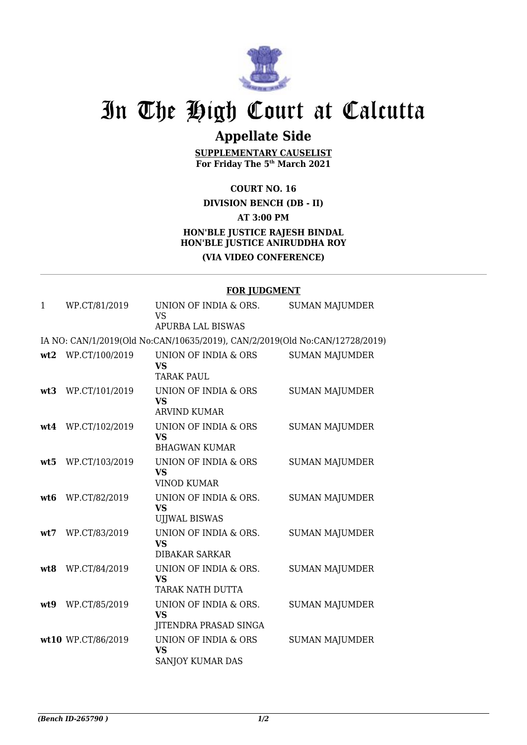# In The High Court at Calcutta

## Appellate Side

**SUPPLEMENTARY CAUSELIST**
**For Friday The 5th March 2021**

**COURT NO. 16**

**DIVISION BENCH (DB - II)**

**AT 3:00 PM**

**HON'BLE JUSTICE RAJESH BINDAL**
**HON'BLE JUSTICE ANIRUDDHA ROY**

**(VIA VIDEO CONFERENCE)**

**FOR JUDGMENT**

| | | | |
|---|---|---|---|
| 1 | WP.CT/81/2019 | UNION OF INDIA & ORS.<br>VS<br>APURBA LAL BISWAS | SUMAN MAJUMDER |
| IA NO: CAN/1/2019(Old No:CAN/10635/2019), CAN/2/2019(Old No:CAN/12728/2019) | | | |
| **wt2** | WP.CT/100/2019 | UNION OF INDIA & ORS<br>**VS**<br>TARAK PAUL | SUMAN MAJUMDER |
| **wt3** | WP.CT/101/2019 | UNION OF INDIA & ORS<br>**VS**<br>ARVIND KUMAR | SUMAN MAJUMDER |
| **wt4** | WP.CT/102/2019 | UNION OF INDIA & ORS<br>**VS**<br>BHAGWAN KUMAR | SUMAN MAJUMDER |
| **wt5** | WP.CT/103/2019 | UNION OF INDIA & ORS<br>**VS**<br>VINOD KUMAR | SUMAN MAJUMDER |
| **wt6** | WP.CT/82/2019 | UNION OF INDIA & ORS.<br>**VS**<br>UJJWAL BISWAS | SUMAN MAJUMDER |
| **wt7** | WP.CT/83/2019 | UNION OF INDIA & ORS.<br>**VS**<br>DIBAKAR SARKAR | SUMAN MAJUMDER |
| **wt8** | WP.CT/84/2019 | UNION OF INDIA & ORS.<br>**VS**<br>TARAK NATH DUTTA | SUMAN MAJUMDER |
| **wt9** | WP.CT/85/2019 | UNION OF INDIA & ORS.<br>**VS**<br>JITENDRA PRASAD SINGA | SUMAN MAJUMDER |
| **wt10** | WP.CT/86/2019 | UNION OF INDIA & ORS<br>**VS**<br>SANJOY KUMAR DAS | SUMAN MAJUMDER |

*(Bench ID-265790 )*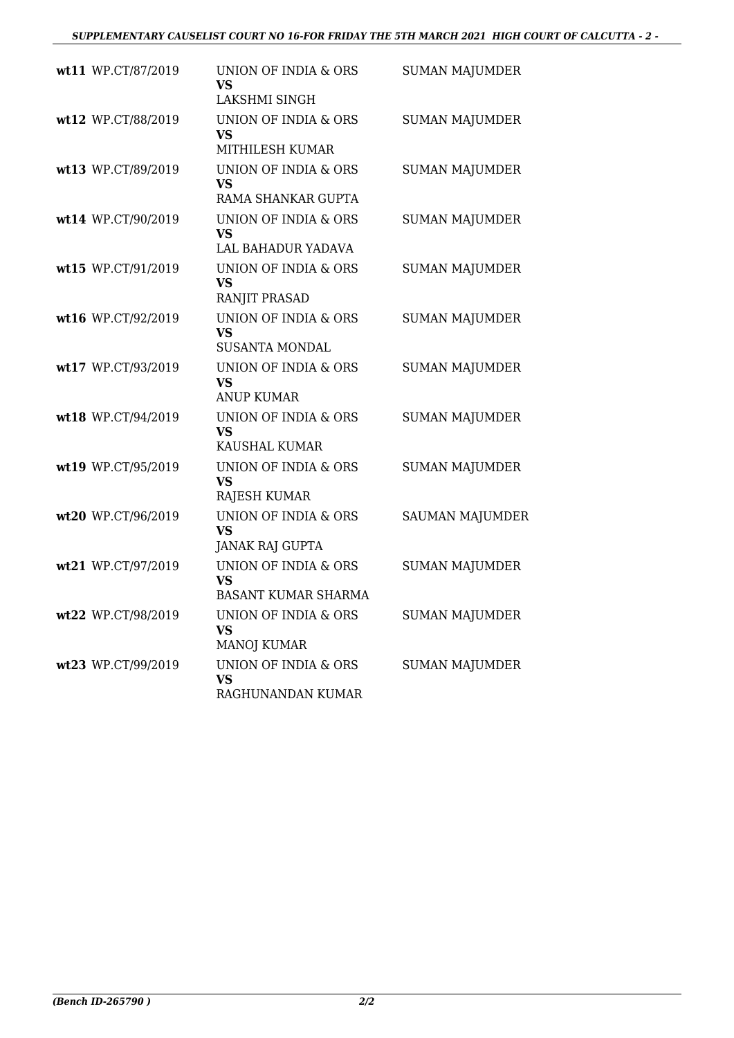| | | |
|---|---|---|
| **wt11** WP.CT/87/2019 | UNION OF INDIA & ORS<br>**VS**<br>LAKSHMI SINGH | SUMAN MAJUMDER |
| **wt12** WP.CT/88/2019 | UNION OF INDIA & ORS<br>**VS**<br>MITHILESH KUMAR | SUMAN MAJUMDER |
| **wt13** WP.CT/89/2019 | UNION OF INDIA & ORS<br>**VS**<br>RAMA SHANKAR GUPTA | SUMAN MAJUMDER |
| **wt14** WP.CT/90/2019 | UNION OF INDIA & ORS<br>**VS**<br>LAL BAHADUR YADAVA | SUMAN MAJUMDER |
| **wt15** WP.CT/91/2019 | UNION OF INDIA & ORS<br>**VS**<br>RANJIT PRASAD | SUMAN MAJUMDER |
| **wt16** WP.CT/92/2019 | UNION OF INDIA & ORS<br>**VS**<br>SUSANTA MONDAL | SUMAN MAJUMDER |
| **wt17** WP.CT/93/2019 | UNION OF INDIA & ORS<br>**VS**<br>ANUP KUMAR | SUMAN MAJUMDER |
| **wt18** WP.CT/94/2019 | UNION OF INDIA & ORS<br>**VS**<br>KAUSHAL KUMAR | SUMAN MAJUMDER |
| **wt19** WP.CT/95/2019 | UNION OF INDIA & ORS<br>**VS**<br>RAJESH KUMAR | SUMAN MAJUMDER |
| **wt20** WP.CT/96/2019 | UNION OF INDIA & ORS<br>**VS**<br>JANAK RAJ GUPTA | SAUMAN MAJUMDER |
| **wt21** WP.CT/97/2019 | UNION OF INDIA & ORS<br>**VS**<br>BASANT KUMAR SHARMA | SUMAN MAJUMDER |
| **wt22** WP.CT/98/2019 | UNION OF INDIA & ORS<br>**VS**<br>MANOJ KUMAR | SUMAN MAJUMDER |
| **wt23** WP.CT/99/2019 | UNION OF INDIA & ORS<br>**VS**<br>RAGHUNANDAN KUMAR | SUMAN MAJUMDER |

*(Bench ID-265790 )*